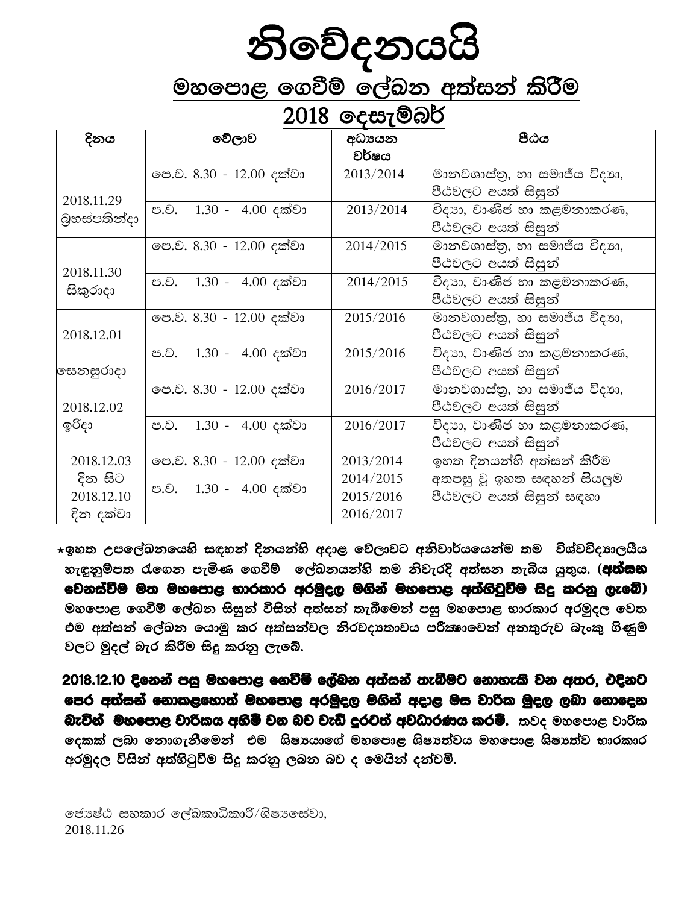# නිවේදනයයි

## මහපොළ ගෙවීම් ලේඛන අත්සන් කිරීම

## 2018 දෙසැම්බර්

| දිනය | වේලාව | අධ්‍යයන වර්ෂය | පීඨය |
|---|---|---|---|
| 2018.11.29 බ්‍රහස්පතින්දා | පෙ.ව. 8.30 - 12.00 දක්වා | 2013/2014 | මානවශාස්ත්‍ර, හා සමාජීය විද්‍යා, පීඨවලට අයත් සිසුන් |
| | ප.ව. 1.30 - 4.00 දක්වා | 2013/2014 | විද්‍යා, වාණිජ හා කළමනාකරණ, පීඨවලට අයත් සිසුන් |
| 2018.11.30 සිකුරාදා | පෙ.ව. 8.30 - 12.00 දක්වා | 2014/2015 | මානවශාස්ත්‍ර, හා සමාජීය විද්‍යා, පීඨවලට අයත් සිසුන් |
| | ප.ව. 1.30 - 4.00 දක්වා | 2014/2015 | විද්‍යා, වාණිජ හා කළමනාකරණ, පීඨවලට අයත් සිසුන් |
| 2018.12.01 සෙනසුරාදා | පෙ.ව. 8.30 - 12.00 දක්වා | 2015/2016 | මානවශාස්ත්‍ර, හා සමාජීය විද්‍යා, පීඨවලට අයත් සිසුන් |
| | ප.ව. 1.30 - 4.00 දක්වා | 2015/2016 | විද්‍යා, වාණිජ හා කළමනාකරණ, පීඨවලට අයත් සිසුන් |
| 2018.12.02 ඉරිදා | පෙ.ව. 8.30 - 12.00 දක්වා | 2016/2017 | මානවශාස්ත්‍ර, හා සමාජීය විද්‍යා, පීඨවලට අයත් සිසුන් |
| | ප.ව. 1.30 - 4.00 දක්වා | 2016/2017 | විද්‍යා, වාණිජ හා කළමනාකරණ, පීඨවලට අයත් සිසුන් |
| 2018.12.03 දින සිට 2018.12.10 දින දක්වා | පෙ.ව. 8.30 - 12.00 දක්වා | 2013/2014 2014/2015 2015/2016 2016/2017 | ඉහත දිනයන්හි අත්සන් කිරීම අතපසු වූ ඉහත සඳහන් සියලුම පීඨවලට අයත් සිසුන් සඳහා |
| | ප.ව. 1.30 - 4.00 දක්වා | | |

⋆**ඉහත උපලේඛනයෙහි සඳහන් දිනයන්හි අදාළ වේලාවට අනිවාර්යයෙන්ම තම විශ්වවිද්‍යාලයීය හැඳුනුම්පත රැගෙන පැමිණ ගෙවීම් ලේඛනයන්හි තම නිවැරදි අත්සන තැබිය යුතුය. (අත්සන වෙනස්වීම මත මහපොළ භාරකාර අරමුදල මගින් මහපොළ අත්හිටුවීම සිදු කරනු ලැබේ)** මහපොළ ගෙවීම් ලේඛන සිසුන් විසින් අත්සන් තැබීමෙන් පසු මහපොළ භාරකාර අරමුදල වෙත එම අත්සන් ලේඛන යොමු කර අත්සන්වල නිරවද්‍යතාවය පරීක්ෂාවෙන් අනතුරුව බැංකු ගිණුම් වලට මුදල් බැර කිරීම සිදු කරනු ලැබේ.

**2018.12.10 දිනෙන් පසු මහපොළ ගෙවීම් ලේඛන අත්සන් තැබීමට නොහැකි වන අතර, එදිනට පෙර අත්සන් නොකළහොත් මහපොළ අරමුදල මගින් අදාළ මස වාරික මුදල ලබා නොදෙන බැවින් මහපොළ වාරිකය අහිමි වන බව වැඩි දුරටත් අවධාරණය කරමි.** තවද මහපොළ වාරික දෙකක් ලබා නොගැනීමෙන් එම ශිෂ්‍යයාගේ මහපොළ ශිෂ්‍යත්වය මහපොළ ශිෂ්‍යත්ව භාරකාර අරමුදල විසින් අත්හිටුවීම සිදු කරනු ලබන බව ද මෙයින් දන්වමි.

ජ්‍යෙෂ්ඨ සහකාර ලේඛකාධිකාරී/ශිෂ්‍යසේවා,
2018.11.26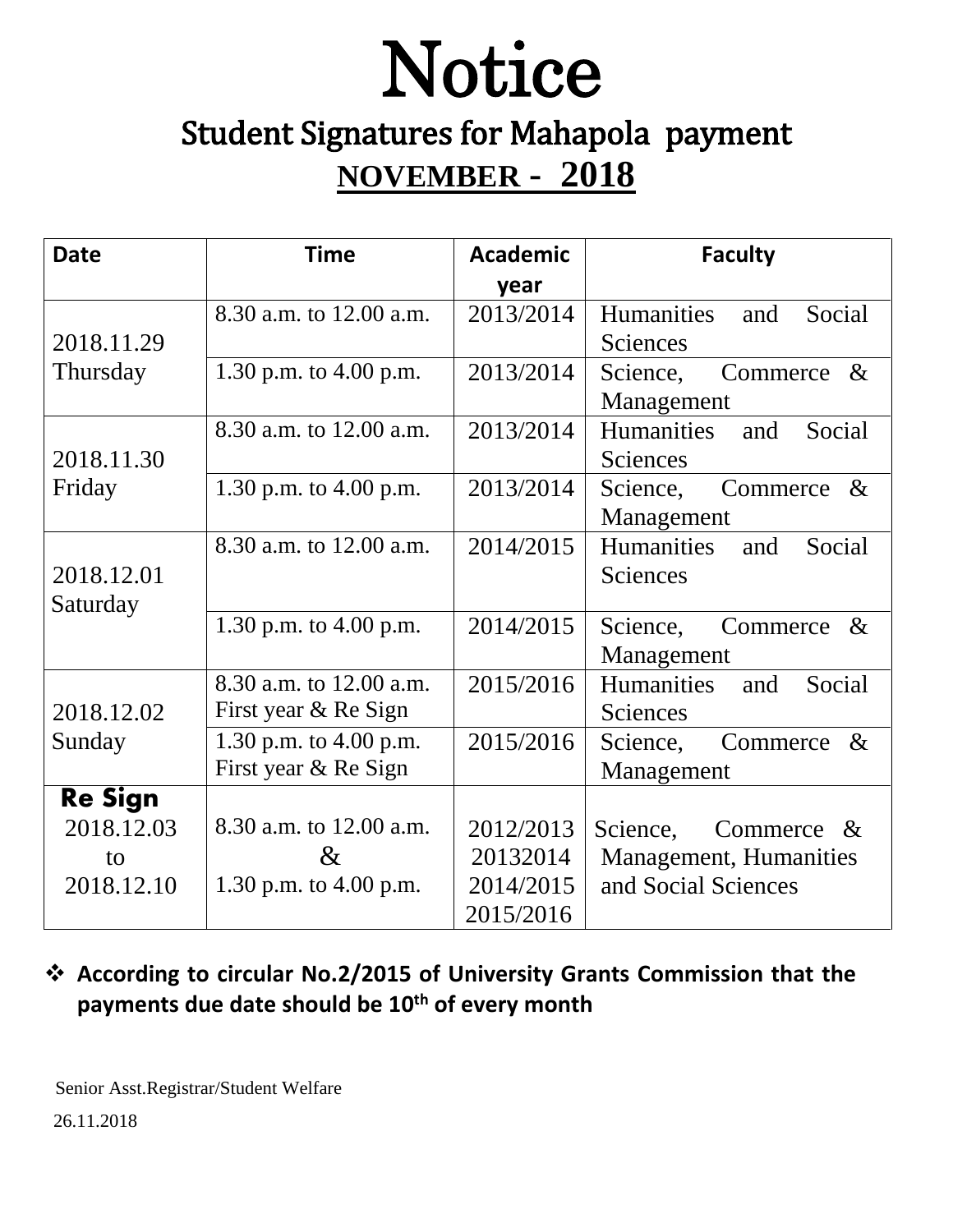# Notice

## Student Signatures for Mahapola payment

## NOVEMBER - 2018

| Date | Time | Academic year | Faculty |
| --- | --- | --- | --- |
| 2018.11.29 Thursday | 8.30 a.m. to 12.00 a.m. | 2013/2014 | Humanities and Social Sciences |
| | 1.30 p.m. to 4.00 p.m. | 2013/2014 | Science, Commerce & Management |
| 2018.11.30 Friday | 8.30 a.m. to 12.00 a.m. | 2013/2014 | Humanities and Social Sciences |
| | 1.30 p.m. to 4.00 p.m. | 2013/2014 | Science, Commerce & Management |
| 2018.12.01 Saturday | 8.30 a.m. to 12.00 a.m. | 2014/2015 | Humanities and Social Sciences |
| | 1.30 p.m. to 4.00 p.m. | 2014/2015 | Science, Commerce & Management |
| 2018.12.02 Sunday | 8.30 a.m. to 12.00 a.m. First year & Re Sign | 2015/2016 | Humanities and Social Sciences |
| | 1.30 p.m. to 4.00 p.m. First year & Re Sign | 2015/2016 | Science, Commerce & Management |
| **Re Sign** 2018.12.03 to 2018.12.10 | 8.30 a.m. to 12.00 a.m. & 1.30 p.m. to 4.00 p.m. | 2012/2013 20132014 2014/2015 2015/2016 | Science, Commerce & Management, Humanities and Social Sciences |

- **According to circular No.2/2015 of University Grants Commission that the payments due date should be 10th of every month**

Senior Asst.Registrar/Student Welfare

26.11.2018